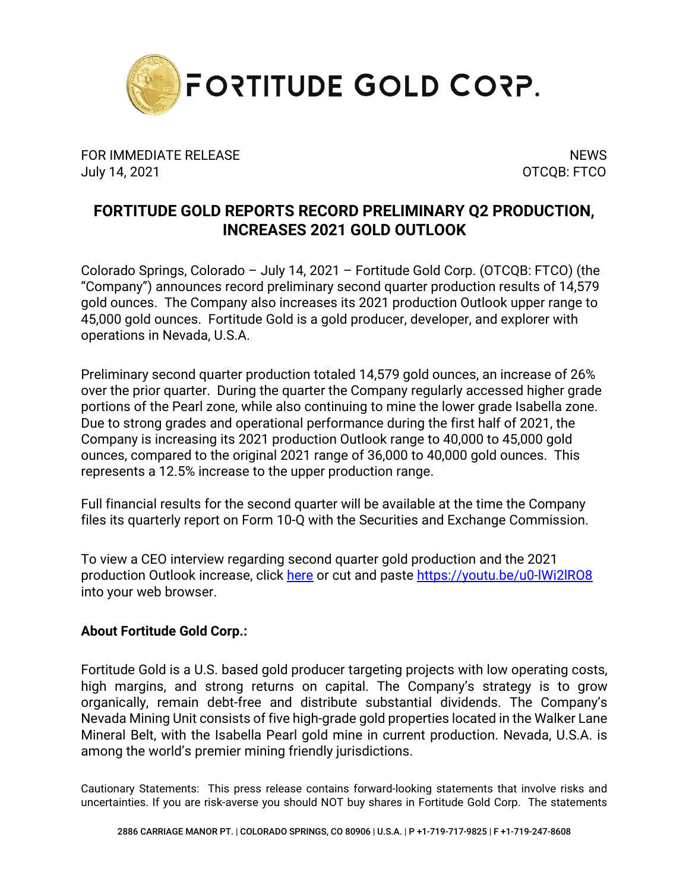# FORTITUDE GOLD CORP.

FOR IMMEDIATE RELEASE
July 14, 2021

NEWS
OTCQB: FTCO

## FORTITUDE GOLD REPORTS RECORD PRELIMINARY Q2 PRODUCTION, INCREASES 2021 GOLD OUTLOOK

Colorado Springs, Colorado – July 14, 2021 – Fortitude Gold Corp. (OTCQB: FTCO) (the "Company") announces record preliminary second quarter production results of 14,579 gold ounces. The Company also increases its 2021 production Outlook upper range to 45,000 gold ounces. Fortitude Gold is a gold producer, developer, and explorer with operations in Nevada, U.S.A.

Preliminary second quarter production totaled 14,579 gold ounces, an increase of 26% over the prior quarter. During the quarter the Company regularly accessed higher grade portions of the Pearl zone, while also continuing to mine the lower grade Isabella zone. Due to strong grades and operational performance during the first half of 2021, the Company is increasing its 2021 production Outlook range to 40,000 to 45,000 gold ounces, compared to the original 2021 range of 36,000 to 40,000 gold ounces. This represents a 12.5% increase to the upper production range.

Full financial results for the second quarter will be available at the time the Company files its quarterly report on Form 10-Q with the Securities and Exchange Commission.

To view a CEO interview regarding second quarter gold production and the 2021 production Outlook increase, click [here](https://youtu.be/u0-lWi2lRO8) or cut and paste https://youtu.be/u0-lWi2lRO8 into your web browser.

**About Fortitude Gold Corp.:**

Fortitude Gold is a U.S. based gold producer targeting projects with low operating costs, high margins, and strong returns on capital. The Company's strategy is to grow organically, remain debt-free and distribute substantial dividends. The Company's Nevada Mining Unit consists of five high-grade gold properties located in the Walker Lane Mineral Belt, with the Isabella Pearl gold mine in current production. Nevada, U.S.A. is among the world's premier mining friendly jurisdictions.

Cautionary Statements: This press release contains forward-looking statements that involve risks and uncertainties. If you are risk-averse you should NOT buy shares in Fortitude Gold Corp. The statements

2886 CARRIAGE MANOR PT. | COLORADO SPRINGS, CO 80906 | U.S.A. | P +1-719-717-9825 | F +1-719-247-8608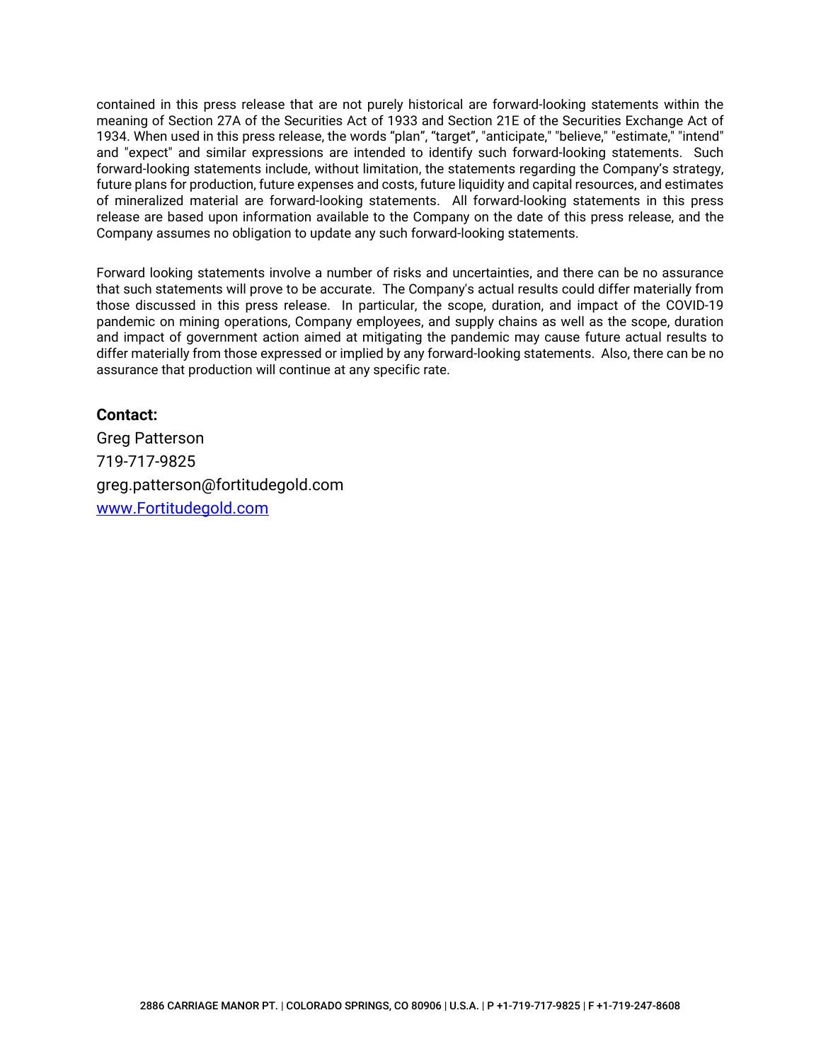contained in this press release that are not purely historical are forward-looking statements within the meaning of Section 27A of the Securities Act of 1933 and Section 21E of the Securities Exchange Act of 1934. When used in this press release, the words “plan”, “target”, "anticipate," "believe," "estimate," "intend" and "expect" and similar expressions are intended to identify such forward-looking statements. Such forward-looking statements include, without limitation, the statements regarding the Company’s strategy, future plans for production, future expenses and costs, future liquidity and capital resources, and estimates of mineralized material are forward-looking statements. All forward-looking statements in this press release are based upon information available to the Company on the date of this press release, and the Company assumes no obligation to update any such forward-looking statements.

Forward looking statements involve a number of risks and uncertainties, and there can be no assurance that such statements will prove to be accurate. The Company's actual results could differ materially from those discussed in this press release. In particular, the scope, duration, and impact of the COVID-19 pandemic on mining operations, Company employees, and supply chains as well as the scope, duration and impact of government action aimed at mitigating the pandemic may cause future actual results to differ materially from those expressed or implied by any forward-looking statements. Also, there can be no assurance that production will continue at any specific rate.

**Contact:**

Greg Patterson

719-717-9825

greg.patterson@fortitudegold.com

[www.Fortitudegold.com](http://www.Fortitudegold.com)

2886 CARRIAGE MANOR PT. | COLORADO SPRINGS, CO 80906 | U.S.A. | P +1-719-717-9825 | F +1-719-247-8608